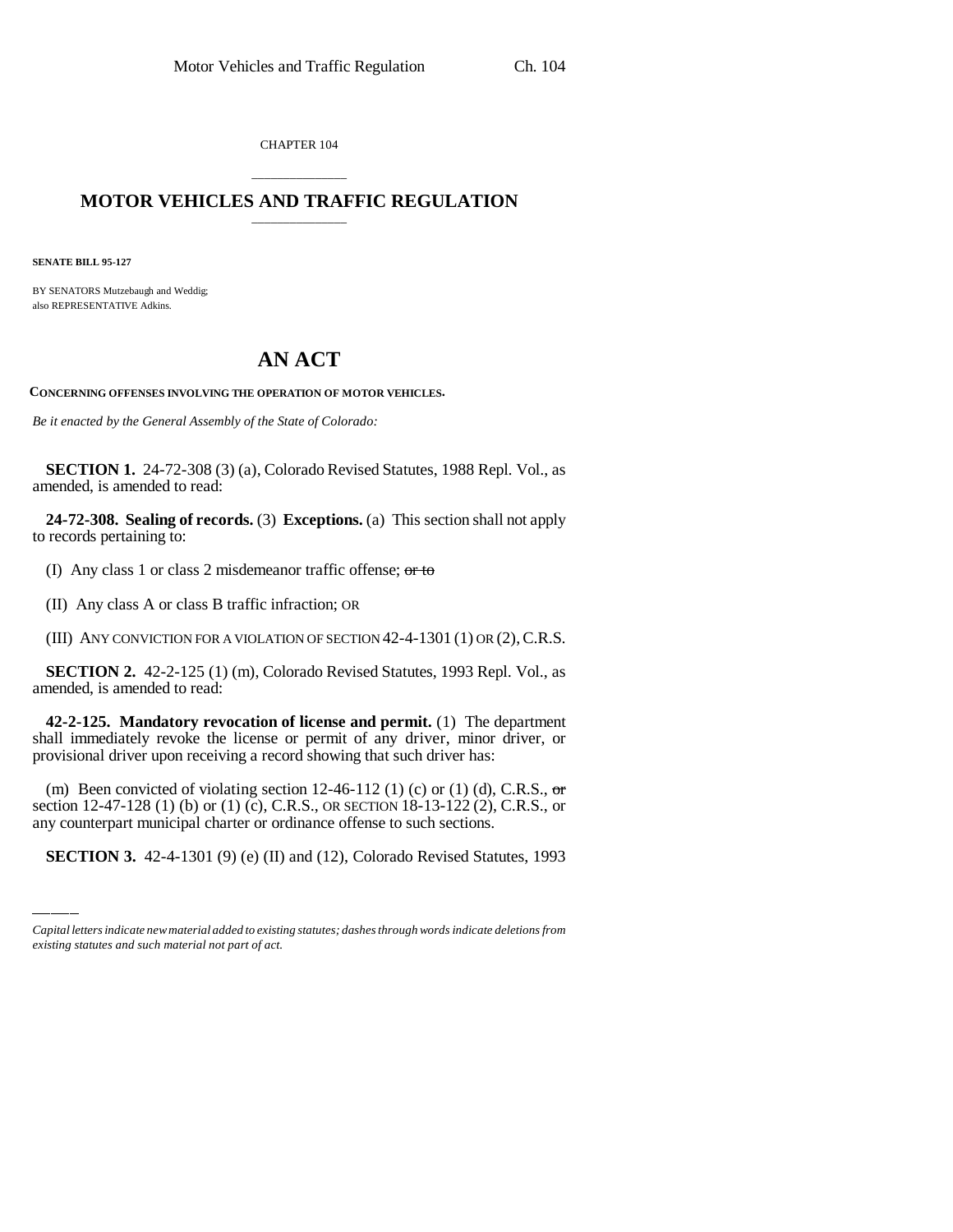CHAPTER 104

# MOTOR VEHICLES AND TRAFFIC REGULATION

**SENATE BILL 95-127**

BY SENATORS Mutzebaugh and Weddig;
also REPRESENTATIVE Adkins.

# AN ACT

**CONCERNING OFFENSES INVOLVING THE OPERATION OF MOTOR VEHICLES.**

*Be it enacted by the General Assembly of the State of Colorado:*

**SECTION 1.** 24-72-308 (3) (a), Colorado Revised Statutes, 1988 Repl. Vol., as amended, is amended to read:

**24-72-308. Sealing of records.** (3) **Exceptions.** (a) This section shall not apply to records pertaining to:

(I) Any class 1 or class 2 misdemeanor traffic offense; ~~or to~~

(II) Any class A or class B traffic infraction; OR

(III) ANY CONVICTION FOR A VIOLATION OF SECTION 42-4-1301 (1) OR (2), C.R.S.

**SECTION 2.** 42-2-125 (1) (m), Colorado Revised Statutes, 1993 Repl. Vol., as amended, is amended to read:

**42-2-125. Mandatory revocation of license and permit.** (1) The department shall immediately revoke the license or permit of any driver, minor driver, or provisional driver upon receiving a record showing that such driver has:

(m) Been convicted of violating section 12-46-112 (1) (c) or (1) (d), C.R.S., ~~or~~ section 12-47-128 (1) (b) or (1) (c), C.R.S., OR SECTION 18-13-122 (2), C.R.S., or any counterpart municipal charter or ordinance offense to such sections.

**SECTION 3.** 42-4-1301 (9) (e) (II) and (12), Colorado Revised Statutes, 1993

*Capital letters indicate new material added to existing statutes; dashes through words indicate deletions from existing statutes and such material not part of act.*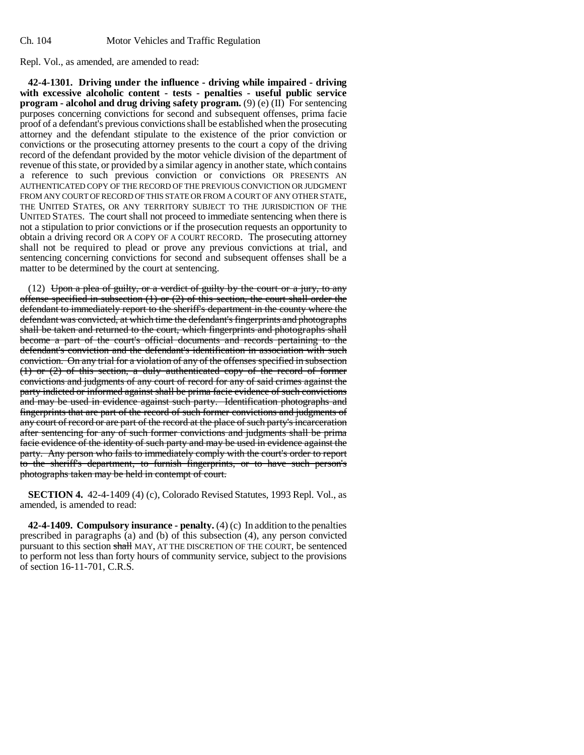Repl. Vol., as amended, are amended to read:

**42-4-1301. Driving under the influence - driving while impaired - driving with excessive alcoholic content - tests - penalties - useful public service program - alcohol and drug driving safety program.** (9) (e) (II) For sentencing purposes concerning convictions for second and subsequent offenses, prima facie proof of a defendant's previous convictions shall be established when the prosecuting attorney and the defendant stipulate to the existence of the prior conviction or convictions or the prosecuting attorney presents to the court a copy of the driving record of the defendant provided by the motor vehicle division of the department of revenue of this state, or provided by a similar agency in another state, which contains a reference to such previous conviction or convictions OR PRESENTS AN AUTHENTICATED COPY OF THE RECORD OF THE PREVIOUS CONVICTION OR JUDGMENT FROM ANY COURT OF RECORD OF THIS STATE OR FROM A COURT OF ANY OTHER STATE, THE UNITED STATES, OR ANY TERRITORY SUBJECT TO THE JURISDICTION OF THE UNITED STATES. The court shall not proceed to immediate sentencing when there is not a stipulation to prior convictions or if the prosecution requests an opportunity to obtain a driving record OR A COPY OF A COURT RECORD. The prosecuting attorney shall not be required to plead or prove any previous convictions at trial, and sentencing concerning convictions for second and subsequent offenses shall be a matter to be determined by the court at sentencing.

(12) ~~Upon a plea of guilty, or a verdict of guilty by the court or a jury, to any offense specified in subsection (1) or (2) of this section, the court shall order the defendant to immediately report to the sheriff's department in the county where the defendant was convicted, at which time the defendant's fingerprints and photographs shall be taken and returned to the court, which fingerprints and photographs shall become a part of the court's official documents and records pertaining to the defendant's conviction and the defendant's identification in association with such conviction. On any trial for a violation of any of the offenses specified in subsection (1) or (2) of this section, a duly authenticated copy of the record of former convictions and judgments of any court of record for any of said crimes against the party indicted or informed against shall be prima facie evidence of such convictions and may be used in evidence against such party. Identification photographs and fingerprints that are part of the record of such former convictions and judgments of any court of record or are part of the record at the place of such party's incarceration after sentencing for any of such former convictions and judgments shall be prima facie evidence of the identity of such party and may be used in evidence against the party. Any person who fails to immediately comply with the court's order to report to the sheriff's department, to furnish fingerprints, or to have such person's photographs taken may be held in contempt of court.~~

**SECTION 4.** 42-4-1409 (4) (c), Colorado Revised Statutes, 1993 Repl. Vol., as amended, is amended to read:

**42-4-1409. Compulsory insurance - penalty.** (4) (c) In addition to the penalties prescribed in paragraphs (a) and (b) of this subsection (4), any person convicted pursuant to this section ~~shall~~ MAY, AT THE DISCRETION OF THE COURT, be sentenced to perform not less than forty hours of community service, subject to the provisions of section 16-11-701, C.R.S.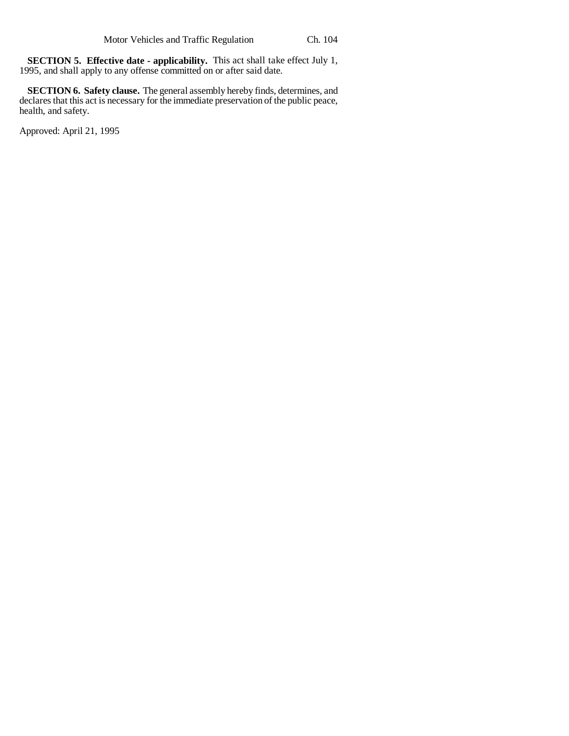**SECTION 5. Effective date - applicability.** This act shall take effect July 1, 1995, and shall apply to any offense committed on or after said date.

**SECTION 6. Safety clause.** The general assembly hereby finds, determines, and declares that this act is necessary for the immediate preservation of the public peace, health, and safety.

Approved: April 21, 1995